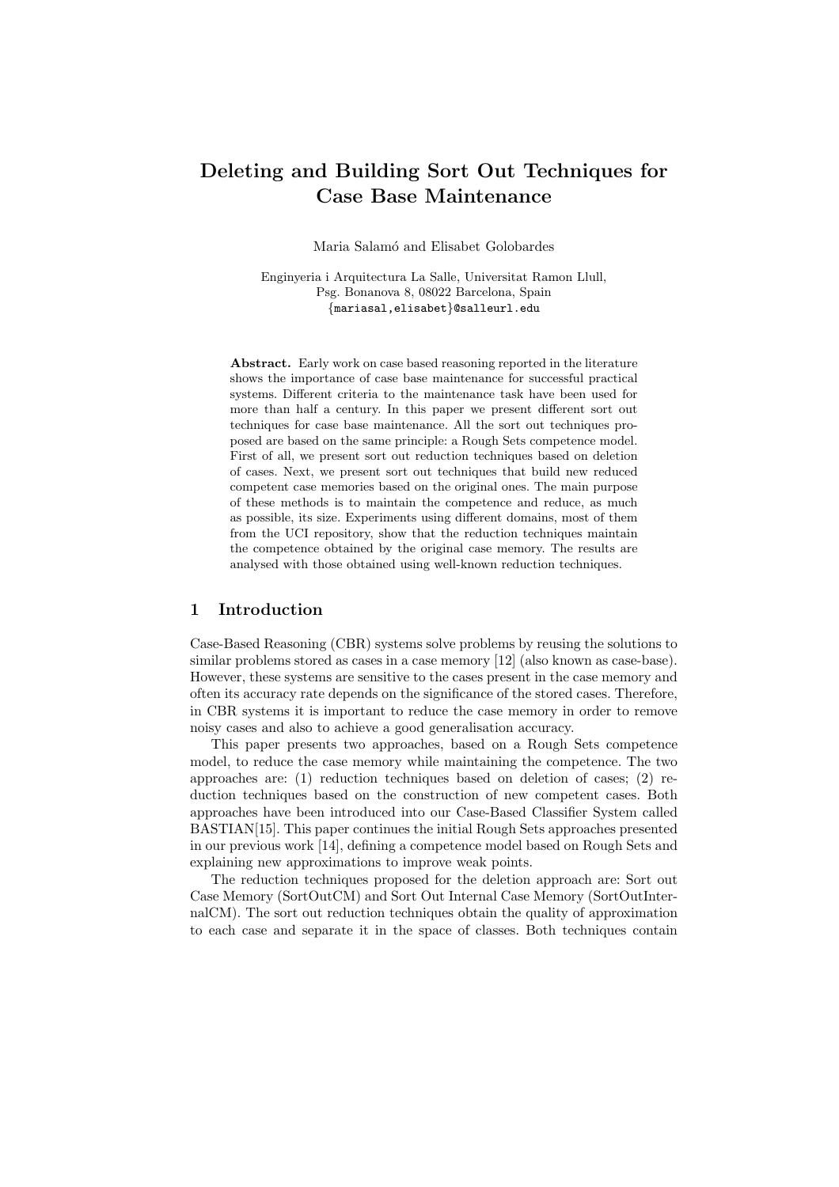# Deleting and Building Sort Out Techniques for Case Base Maintenance

Maria Salamó and Elisabet Golobardes

Enginyeria i Arquitectura La Salle, Universitat Ramon Llull,
Psg. Bonanova 8, 08022 Barcelona, Spain
{mariasal,elisabet}@salleurl.edu

**Abstract.** Early work on case based reasoning reported in the literature shows the importance of case base maintenance for successful practical systems. Different criteria to the maintenance task have been used for more than half a century. In this paper we present different sort out techniques for case base maintenance. All the sort out techniques proposed are based on the same principle: a Rough Sets competence model. First of all, we present sort out reduction techniques based on deletion of cases. Next, we present sort out techniques that build new reduced competent case memories based on the original ones. The main purpose of these methods is to maintain the competence and reduce, as much as possible, its size. Experiments using different domains, most of them from the UCI repository, show that the reduction techniques maintain the competence obtained by the original case memory. The results are analysed with those obtained using well-known reduction techniques.

## 1 Introduction

Case-Based Reasoning (CBR) systems solve problems by reusing the solutions to similar problems stored as cases in a case memory [12] (also known as case-base). However, these systems are sensitive to the cases present in the case memory and often its accuracy rate depends on the significance of the stored cases. Therefore, in CBR systems it is important to reduce the case memory in order to remove noisy cases and also to achieve a good generalisation accuracy.

This paper presents two approaches, based on a Rough Sets competence model, to reduce the case memory while maintaining the competence. The two approaches are: (1) reduction techniques based on deletion of cases; (2) reduction techniques based on the construction of new competent cases. Both approaches have been introduced into our Case-Based Classifier System called BASTIAN[15]. This paper continues the initial Rough Sets approaches presented in our previous work [14], defining a competence model based on Rough Sets and explaining new approximations to improve weak points.

The reduction techniques proposed for the deletion approach are: Sort out Case Memory (SortOutCM) and Sort Out Internal Case Memory (SortOutInternalCM). The sort out reduction techniques obtain the quality of approximation to each case and separate it in the space of classes. Both techniques contain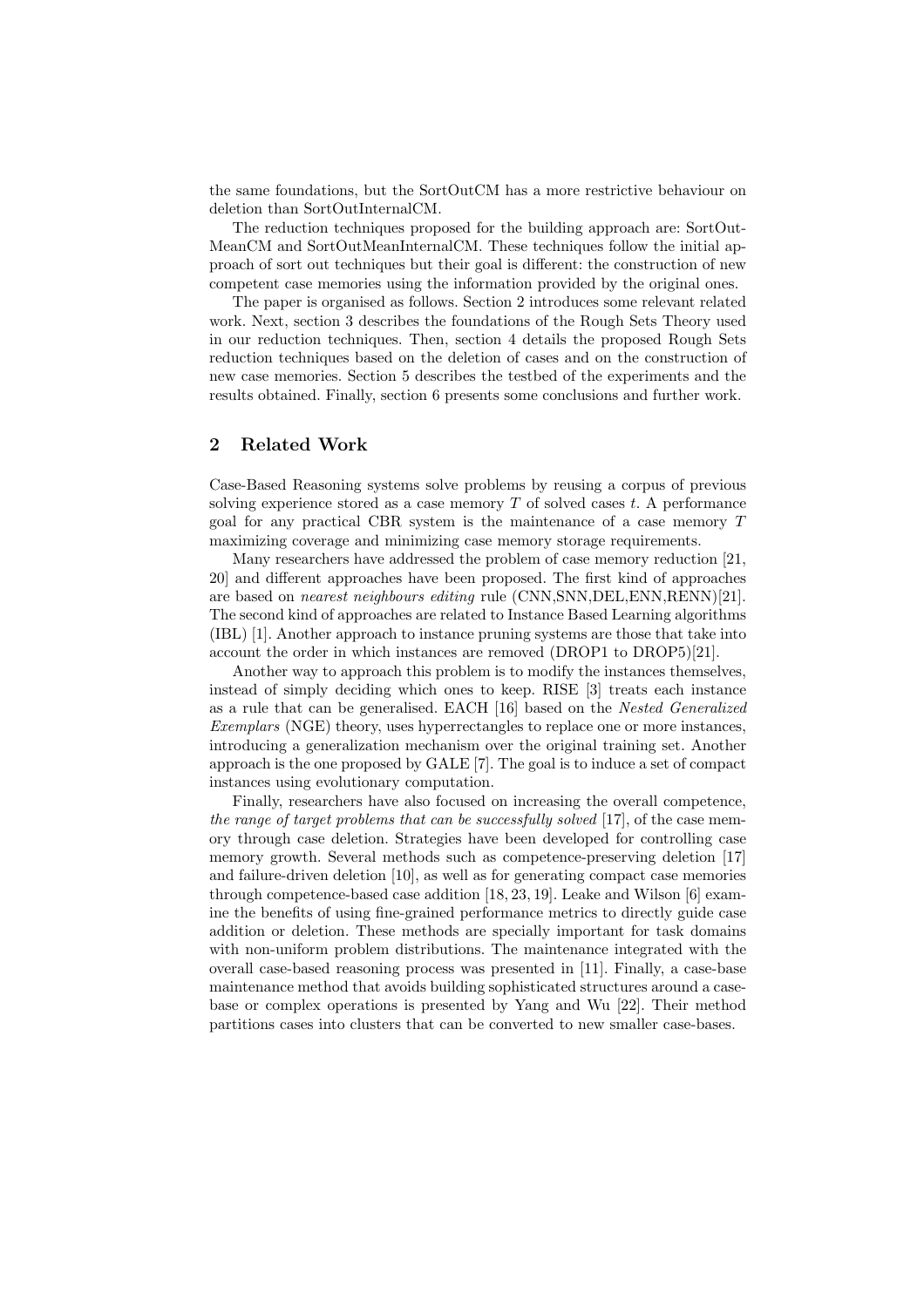the same foundations, but the SortOutCM has a more restrictive behaviour on deletion than SortOutInternalCM.

The reduction techniques proposed for the building approach are: SortOutMeanCM and SortOutMeanInternalCM. These techniques follow the initial approach of sort out techniques but their goal is different: the construction of new competent case memories using the information provided by the original ones.

The paper is organised as follows. Section 2 introduces some relevant related work. Next, section 3 describes the foundations of the Rough Sets Theory used in our reduction techniques. Then, section 4 details the proposed Rough Sets reduction techniques based on the deletion of cases and on the construction of new case memories. Section 5 describes the testbed of the experiments and the results obtained. Finally, section 6 presents some conclusions and further work.

## 2 Related Work

Case-Based Reasoning systems solve problems by reusing a corpus of previous solving experience stored as a case memory $T$ of solved cases $t$. A performance goal for any practical CBR system is the maintenance of a case memory $T$ maximizing coverage and minimizing case memory storage requirements.

Many researchers have addressed the problem of case memory reduction [21, 20] and different approaches have been proposed. The first kind of approaches are based on *nearest neighbours editing* rule (CNN,SNN,DEL,ENN,RENN)[21]. The second kind of approaches are related to Instance Based Learning algorithms (IBL) [1]. Another approach to instance pruning systems are those that take into account the order in which instances are removed (DROP1 to DROP5)[21].

Another way to approach this problem is to modify the instances themselves, instead of simply deciding which ones to keep. RISE [3] treats each instance as a rule that can be generalised. EACH [16] based on the *Nested Generalized Exemplars* (NGE) theory, uses hyperrectangles to replace one or more instances, introducing a generalization mechanism over the original training set. Another approach is the one proposed by GALE [7]. The goal is to induce a set of compact instances using evolutionary computation.

Finally, researchers have also focused on increasing the overall competence, *the range of target problems that can be successfully solved* [17], of the case memory through case deletion. Strategies have been developed for controlling case memory growth. Several methods such as competence-preserving deletion [17] and failure-driven deletion [10], as well as for generating compact case memories through competence-based case addition [18, 23, 19]. Leake and Wilson [6] examine the benefits of using fine-grained performance metrics to directly guide case addition or deletion. These methods are specially important for task domains with non-uniform problem distributions. The maintenance integrated with the overall case-based reasoning process was presented in [11]. Finally, a case-base maintenance method that avoids building sophisticated structures around a case-base or complex operations is presented by Yang and Wu [22]. Their method partitions cases into clusters that can be converted to new smaller case-bases.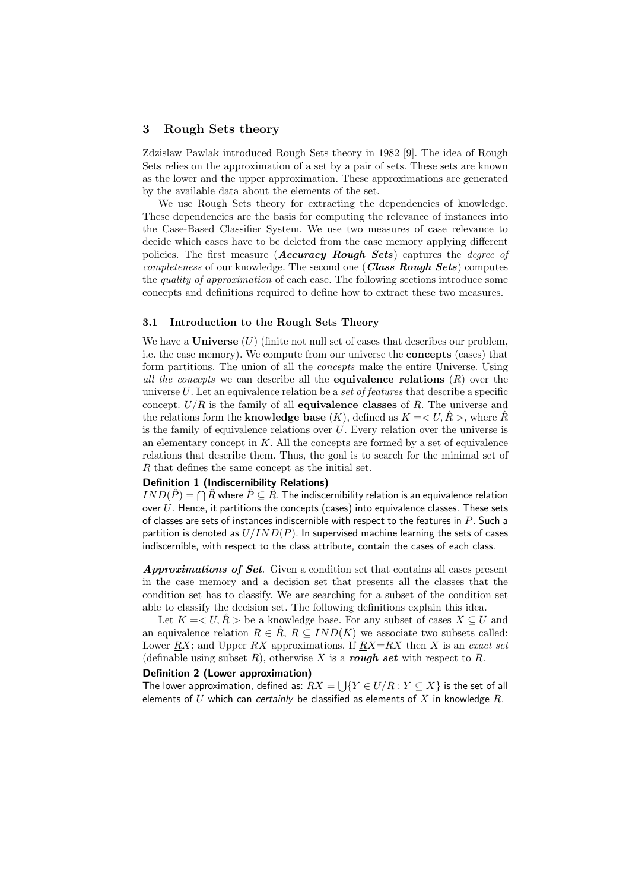## 3 Rough Sets theory

Zdzislaw Pawlak introduced Rough Sets theory in 1982 [9]. The idea of Rough Sets relies on the approximation of a set by a pair of sets. These sets are known as the lower and the upper approximation. These approximations are generated by the available data about the elements of the set.

We use Rough Sets theory for extracting the dependencies of knowledge. These dependencies are the basis for computing the relevance of instances into the Case-Based Classifier System. We use two measures of case relevance to decide which cases have to be deleted from the case memory applying different policies. The first measure (***Accuracy Rough Sets***) captures the *degree of completeness* of our knowledge. The second one (***Class Rough Sets***) computes the *quality of approximation* of each case. The following sections introduce some concepts and definitions required to define how to extract these two measures.

### 3.1 Introduction to the Rough Sets Theory

We have a **Universe** ($U$) (finite not null set of cases that describes our problem, i.e. the case memory). We compute from our universe the **concepts** (cases) that form partitions. The union of all the *concepts* make the entire Universe. Using *all the concepts* we can describe all the **equivalence relations** ($R$) over the universe $U$. Let an equivalence relation be a *set of features* that describe a specific concept. $U/R$ is the family of all **equivalence classes** of $R$. The universe and the relations form the **knowledge base** ($K$), defined as $K = < U, \hat{R} >$, where $\hat{R}$ is the family of equivalence relations over $U$. Every relation over the universe is an elementary concept in $K$. All the concepts are formed by a set of equivalence relations that describe them. Thus, the goal is to search for the minimal set of $R$ that defines the same concept as the initial set.

**Definition 1 (Indiscernibility Relations)**
$IND(\hat{P}) = \bigcap \hat{R}$ where $\hat{P} \subseteq \hat{R}$. The indiscernibility relation is an equivalence relation over $U$. Hence, it partitions the concepts (cases) into equivalence classes. These sets of classes are sets of instances indiscernible with respect to the features in $P$. Such a partition is denoted as $U/IND(P)$. In supervised machine learning the sets of cases indiscernible, with respect to the class attribute, contain the cases of each class.

***Approximations of Set.*** Given a condition set that contains all cases present in the case memory and a decision set that presents all the classes that the condition set has to classify. We are searching for a subset of the condition set able to classify the decision set. The following definitions explain this idea.

Let $K = < U, \hat{R} >$ be a knowledge base. For any subset of cases $X \subseteq U$ and an equivalence relation $R \in \hat{R}$, $R \subseteq IND(K)$ we associate two subsets called: Lower $\underline{R}X$; and Upper $\overline{R}X$ approximations. If $\underline{R}X = \overline{R}X$ then $X$ is an *exact set* (definable using subset $R$), otherwise $X$ is a ***rough set*** with respect to $R$.

**Definition 2 (Lower approximation)**
The lower approximation, defined as: $\underline{R}X = \bigcup\{Y \in U/R : Y \subseteq X\}$ is the set of all elements of $U$ which can *certainly* be classified as elements of $X$ in knowledge $R$.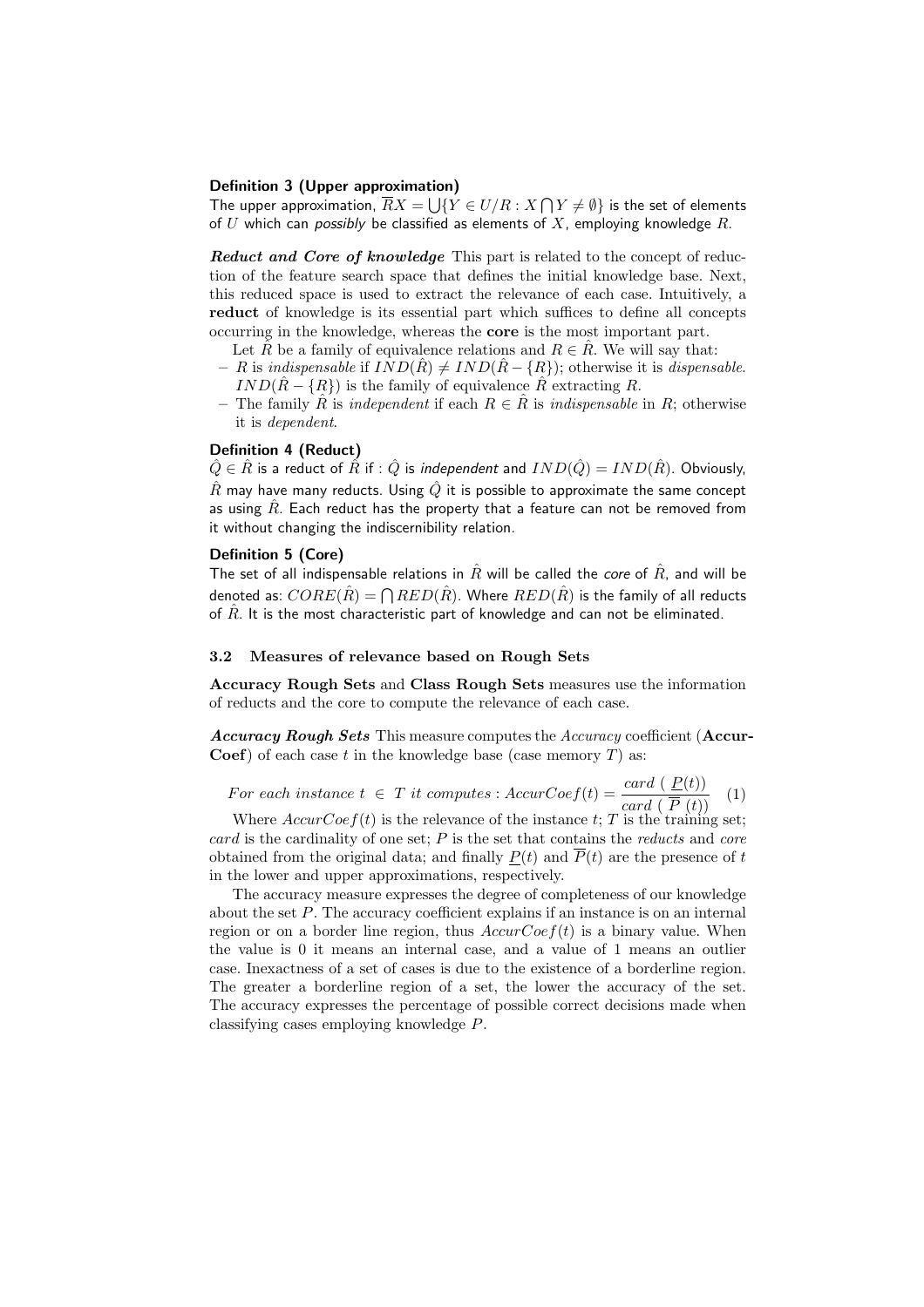**Definition 3 (Upper approximation)**
The upper approximation, $\overline{R}X = \bigcup\{Y \in U/R : X \bigcap Y \neq \emptyset\}$ is the set of elements of $U$ which can *possibly* be classified as elements of $X$, employing knowledge $R$.

***Reduct and Core of knowledge*** This part is related to the concept of reduction of the feature search space that defines the initial knowledge base. Next, this reduced space is used to extract the relevance of each case. Intuitively, a **reduct** of knowledge is its essential part which suffices to define all concepts occurring in the knowledge, whereas the **core** is the most important part.

Let $\hat{R}$ be a family of equivalence relations and $R \in \hat{R}$. We will say that:

- $R$ is *indispensable* if $IND(\hat{R}) \neq IND(\hat{R} - \{R\})$; otherwise it is *dispensable*. $IND(\hat{R} - \{R\})$ is the family of equivalence $\hat{R}$ extracting $R$.
- The family $\hat{R}$ is *independent* if each $R \in \hat{R}$ is *indispensable* in $R$; otherwise it is *dependent*.

**Definition 4 (Reduct)**
$\hat{Q} \in \hat{R}$ is a reduct of $\hat{R}$ if : $\hat{Q}$ is *independent* and $IND(\hat{Q}) = IND(\hat{R})$. Obviously, $\hat{R}$ may have many reducts. Using $\hat{Q}$ it is possible to approximate the same concept as using $\hat{R}$. Each reduct has the property that a feature can not be removed from it without changing the indiscernibility relation.

**Definition 5 (Core)**
The set of all indispensable relations in $\hat{R}$ will be called the *core* of $\hat{R}$, and will be denoted as: $CORE(\hat{R}) = \bigcap RED(\hat{R})$. Where $RED(\hat{R})$ is the family of all reducts of $\hat{R}$. It is the most characteristic part of knowledge and can not be eliminated.

### 3.2 Measures of relevance based on Rough Sets

**Accuracy Rough Sets** and **Class Rough Sets** measures use the information of reducts and the core to compute the relevance of each case.

***Accuracy Rough Sets*** This measure computes the *Accuracy* coefficient (**AccurCoef**) of each case $t$ in the knowledge base (case memory $T$) as:

$$For\ each\ instance\ t\ \in\ T\ it\ computes : AccurCoef(t) = \frac{card\ (\ \underline{P}(t))}{card\ (\ \overline{P}\ (t))} \quad (1)$$

Where $AccurCoef(t)$ is the relevance of the instance $t$; $T$ is the training set; $card$ is the cardinality of one set; $P$ is the set that contains the *reducts* and *core* obtained from the original data; and finally $\underline{P}(t)$ and $\overline{P}(t)$ are the presence of $t$ in the lower and upper approximations, respectively.

The accuracy measure expresses the degree of completeness of our knowledge about the set $P$. The accuracy coefficient explains if an instance is on an internal region or on a border line region, thus $AccurCoef(t)$ is a binary value. When the value is 0 it means an internal case, and a value of 1 means an outlier case. Inexactness of a set of cases is due to the existence of a borderline region. The greater a borderline region of a set, the lower the accuracy of the set. The accuracy expresses the percentage of possible correct decisions made when classifying cases employing knowledge $P$.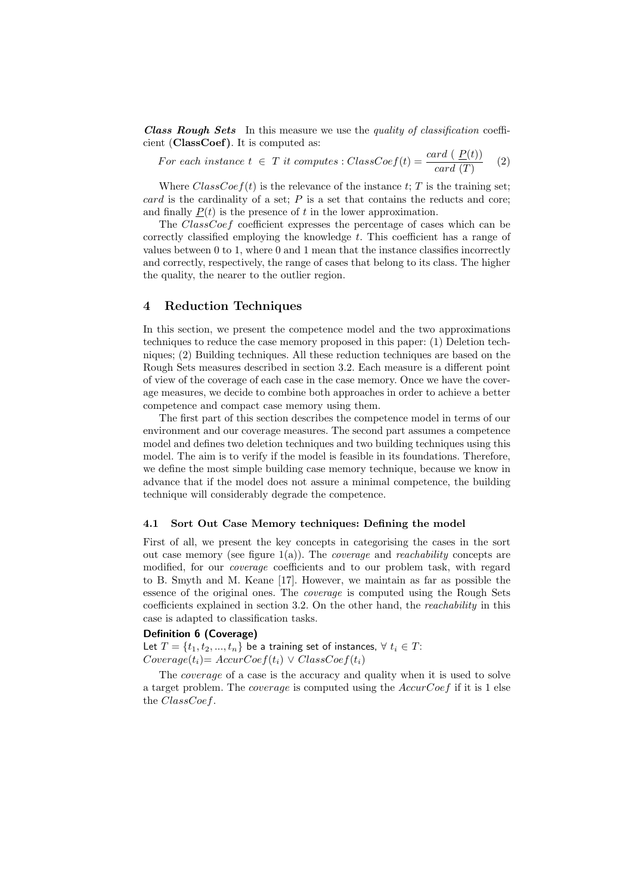***Class Rough Sets*** In this measure we use the *quality of classification* coefficient (**ClassCoef**). It is computed as:

$$For\ each\ instance\ t\ \in\ T\ it\ computes : ClassCoef(t) = \frac{card\ (\ \underline{P}(t))}{card\ (T)} \quad (2)$$

Where $ClassCoef(t)$ is the relevance of the instance $t$; $T$ is the training set; $card$ is the cardinality of a set; $P$ is a set that contains the reducts and core; and finally $\underline{P}(t)$ is the presence of $t$ in the lower approximation.

The $ClassCoef$ coefficient expresses the percentage of cases which can be correctly classified employing the knowledge $t$. This coefficient has a range of values between 0 to 1, where 0 and 1 mean that the instance classifies incorrectly and correctly, respectively, the range of cases that belong to its class. The higher the quality, the nearer to the outlier region.

## 4 Reduction Techniques

In this section, we present the competence model and the two approximations techniques to reduce the case memory proposed in this paper: (1) Deletion techniques; (2) Building techniques. All these reduction techniques are based on the Rough Sets measures described in section 3.2. Each measure is a different point of view of the coverage of each case in the case memory. Once we have the coverage measures, we decide to combine both approaches in order to achieve a better competence and compact case memory using them.

The first part of this section describes the competence model in terms of our environment and our coverage measures. The second part assumes a competence model and defines two deletion techniques and two building techniques using this model. The aim is to verify if the model is feasible in its foundations. Therefore, we define the most simple building case memory technique, because we know in advance that if the model does not assure a minimal competence, the building technique will considerably degrade the competence.

### 4.1 Sort Out Case Memory techniques: Defining the model

First of all, we present the key concepts in categorising the cases in the sort out case memory (see figure 1(a)). The *coverage* and *reachability* concepts are modified, for our *coverage* coefficients and to our problem task, with regard to B. Smyth and M. Keane [17]. However, we maintain as far as possible the essence of the original ones. The *coverage* is computed using the Rough Sets coefficients explained in section 3.2. On the other hand, the *reachability* in this case is adapted to classification tasks.

**Definition 6 (Coverage)**
Let $T = \{t_1, t_2, ..., t_n\}$ be a training set of instances, $\forall\ t_i \in T$:
$Coverage(t_i) = AccurCoef(t_i) \vee ClassCoef(t_i)$

The *coverage* of a case is the accuracy and quality when it is used to solve a target problem. The *coverage* is computed using the $AccurCoef$ if it is 1 else the $ClassCoef$.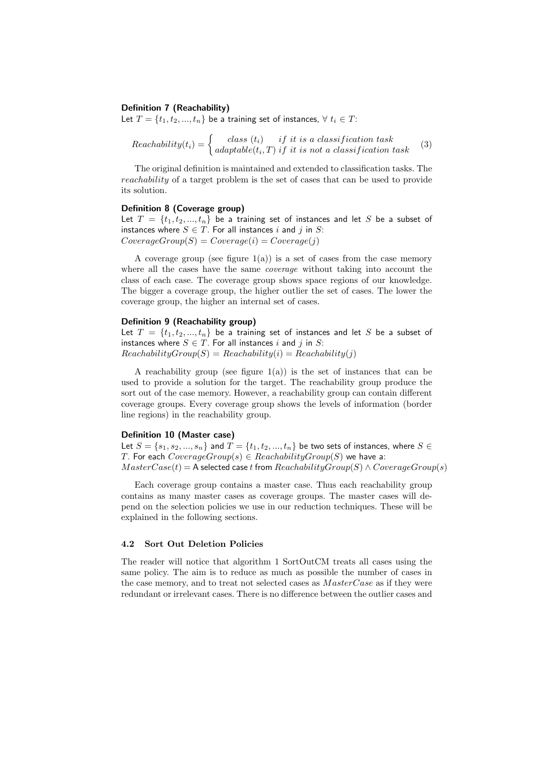**Definition 7 (Reachability)**
Let $T = \{t_1, t_2, ..., t_n\}$ be a training set of instances, $\forall\ t_i \in T$:

$$Reachability(t_i) = \begin{cases} class\ (t_i) & if\ it\ is\ a\ classification\ task \\ adaptable(t_i, T)\ if\ it\ is\ not\ a\ classification\ task \end{cases} \quad (3)$$

The original definition is maintained and extended to classification tasks. The *reachability* of a target problem is the set of cases that can be used to provide its solution.

**Definition 8 (Coverage group)**
Let $T = \{t_1, t_2, ..., t_n\}$ be a training set of instances and let $S$ be a subset of instances where $S \in T$. For all instances $i$ and $j$ in $S$:
$CoverageGroup(S) = Coverage(i) = Coverage(j)$

A coverage group (see figure 1(a)) is a set of cases from the case memory where all the cases have the same *coverage* without taking into account the class of each case. The coverage group shows space regions of our knowledge. The bigger a coverage group, the higher outlier the set of cases. The lower the coverage group, the higher an internal set of cases.

**Definition 9 (Reachability group)**
Let $T = \{t_1, t_2, ..., t_n\}$ be a training set of instances and let $S$ be a subset of instances where $S \in T$. For all instances $i$ and $j$ in $S$:
$ReachabilityGroup(S) = Reachability(i) = Reachability(j)$

A reachability group (see figure 1(a)) is the set of instances that can be used to provide a solution for the target. The reachability group produce the sort out of the case memory. However, a reachability group can contain different coverage groups. Every coverage group shows the levels of information (border line regions) in the reachability group.

**Definition 10 (Master case)**
Let $S = \{s_1, s_2, ..., s_n\}$ and $T = \{t_1, t_2, ..., t_n\}$ be two sets of instances, where $S \in T$. For each $CoverageGroup(s) \in ReachabilityGroup(S)$ we have a:
$MasterCase(t) =$ A selected case $t$ from $ReachabilityGroup(S) \wedge CoverageGroup(s)$

Each coverage group contains a master case. Thus each reachability group contains as many master cases as coverage groups. The master cases will depend on the selection policies we use in our reduction techniques. These will be explained in the following sections.

### 4.2 Sort Out Deletion Policies

The reader will notice that algorithm 1 SortOutCM treats all cases using the same policy. The aim is to reduce as much as possible the number of cases in the case memory, and to treat not selected cases as $MasterCase$ as if they were redundant or irrelevant cases. There is no difference between the outlier cases and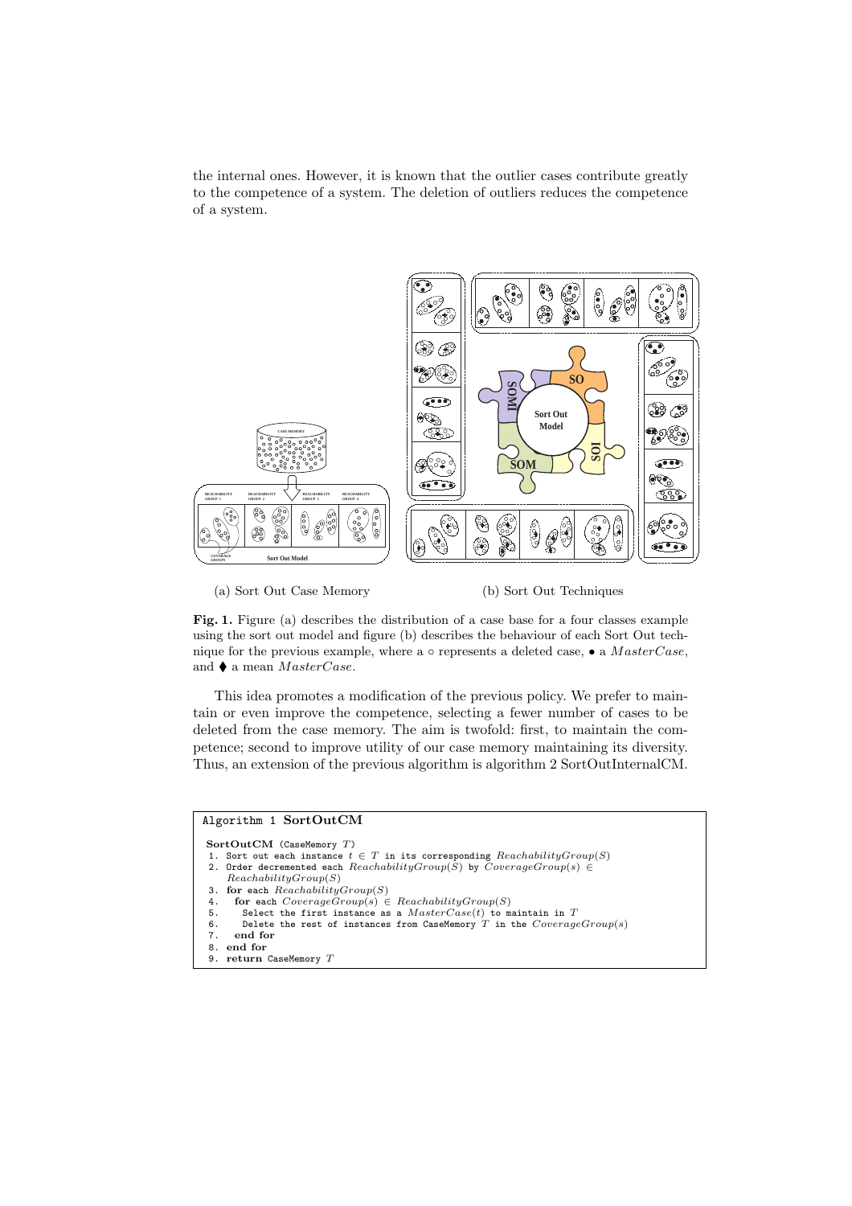the internal ones. However, it is known that the outlier cases contribute greatly to the competence of a system. The deletion of outliers reduces the competence of a system.

(a) Sort Out Case Memory

(b) Sort Out Techniques

**Fig. 1.** Figure (a) describes the distribution of a case base for a four classes example using the sort out model and figure (b) describes the behaviour of each Sort Out technique for the previous example, where a ∘ represents a deleted case, • a *MasterCase*, and ⧫ a mean *MasterCase*.

This idea promotes a modification of the previous policy. We prefer to maintain or even improve the competence, selecting a fewer number of cases to be deleted from the case memory. The aim is twofold: first, to maintain the competence; second to improve utility of our case memory maintaining its diversity. Thus, an extension of the previous algorithm is algorithm 2 SortOutInternalCM.

```
Algorithm 1 SortOutCM

SortOutCM (CaseMemory T)
1. Sort out each instance t ∈ T in its corresponding ReachabilityGroup(S)
2. Order decremented each ReachabilityGroup(S) by CoverageGroup(s) ∈
   ReachabilityGroup(S)
3. for each ReachabilityGroup(S)
4.   for each CoverageGroup(s) ∈ ReachabilityGroup(S)
5.     Select the first instance as a MasterCase(t) to maintain in T
6.     Delete the rest of instances from CaseMemory T in the CoverageGroup(s)
7.   end for
8. end for
9. return CaseMemory T
```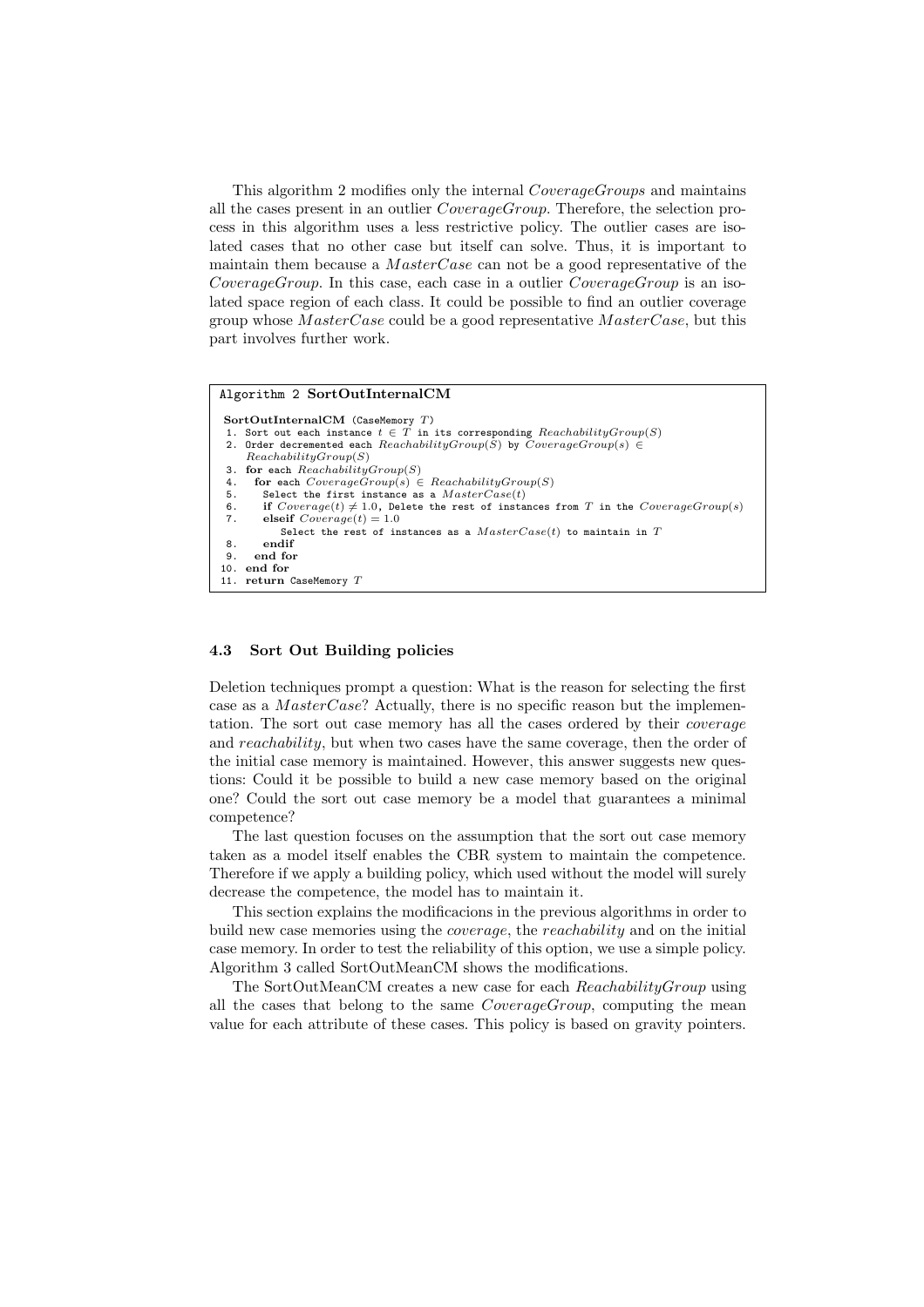This algorithm 2 modifies only the internal *CoverageGroups* and maintains all the cases present in an outlier *CoverageGroup*. Therefore, the selection process in this algorithm uses a less restrictive policy. The outlier cases are isolated cases that no other case but itself can solve. Thus, it is important to maintain them because a *MasterCase* can not be a good representative of the *CoverageGroup*. In this case, each case in a outlier *CoverageGroup* is an isolated space region of each class. It could be possible to find an outlier coverage group whose *MasterCase* could be a good representative *MasterCase*, but this part involves further work.

```
Algorithm 2 SortOutInternalCM

SortOutInternalCM (CaseMemory T)
 1. Sort out each instance t ∈ T in its corresponding ReachabilityGroup(S)
 2. Order decremented each ReachabilityGroup(S) by CoverageGroup(s) ∈
    ReachabilityGroup(S)
 3. for each ReachabilityGroup(S)
 4.   for each CoverageGroup(s) ∈ ReachabilityGroup(S)
 5.     Select the first instance as a MasterCase(t)
 6.     if Coverage(t) ≠ 1.0, Delete the rest of instances from T in the CoverageGroup(s)
 7.     elseif Coverage(t) = 1.0
          Select the rest of instances as a MasterCase(t) to maintain in T
 8.     endif
 9.   end for
10. end for
11. return CaseMemory T
```

### 4.3 Sort Out Building policies

Deletion techniques prompt a question: What is the reason for selecting the first case as a *MasterCase*? Actually, there is no specific reason but the implementation. The sort out case memory has all the cases ordered by their *coverage* and *reachability*, but when two cases have the same coverage, then the order of the initial case memory is maintained. However, this answer suggests new questions: Could it be possible to build a new case memory based on the original one? Could the sort out case memory be a model that guarantees a minimal competence?

The last question focuses on the assumption that the sort out case memory taken as a model itself enables the CBR system to maintain the competence. Therefore if we apply a building policy, which used without the model will surely decrease the competence, the model has to maintain it.

This section explains the modificacions in the previous algorithms in order to build new case memories using the *coverage*, the *reachability* and on the initial case memory. In order to test the reliability of this option, we use a simple policy. Algorithm 3 called SortOutMeanCM shows the modifications.

The SortOutMeanCM creates a new case for each *ReachabilityGroup* using all the cases that belong to the same *CoverageGroup*, computing the mean value for each attribute of these cases. This policy is based on gravity pointers.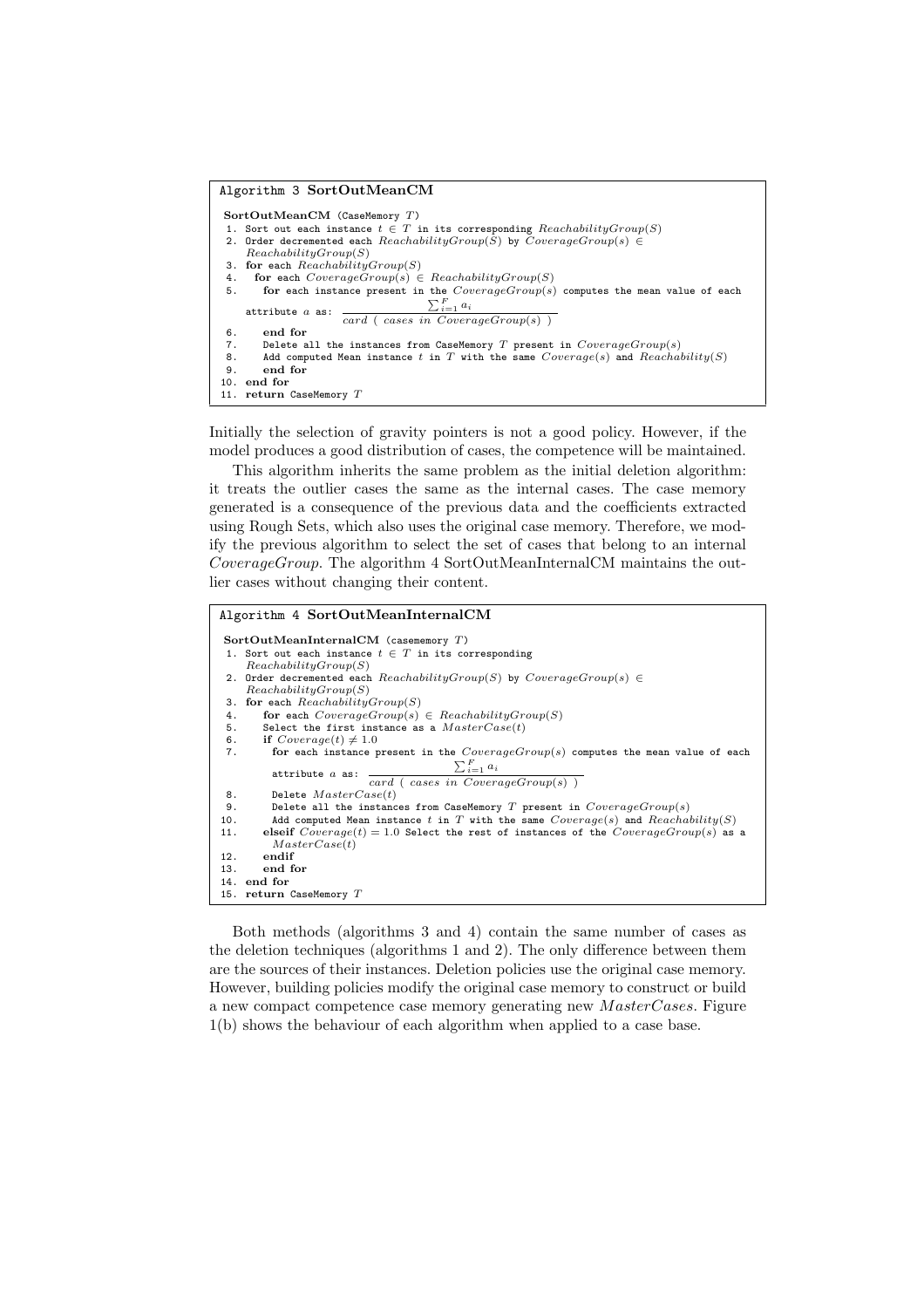```
Algorithm 3 SortOutMeanCM

SortOutMeanCM (CaseMemory T)
 1. Sort out each instance t ∈ T in its corresponding ReachabilityGroup(S)
 2. Order decremented each ReachabilityGroup(S) by CoverageGroup(s) ∈
    ReachabilityGroup(S)
 3. for each ReachabilityGroup(S)
 4.   for each CoverageGroup(s) ∈ ReachabilityGroup(S)
 5.     for each instance present in the CoverageGroup(s) computes the mean value of each
        attribute a as: (Σ_{i=1}^{F} a_i) / card ( cases in CoverageGroup(s) )
 6.     end for
 7.     Delete all the instances from CaseMemory T present in CoverageGroup(s)
 8.     Add computed Mean instance t in T with the same Coverage(s) and Reachability(S)
 9.     end for
10. end for
11. return CaseMemory T
```

Initially the selection of gravity pointers is not a good policy. However, if the model produces a good distribution of cases, the competence will be maintained.

This algorithm inherits the same problem as the initial deletion algorithm: it treats the outlier cases the same as the internal cases. The case memory generated is a consequence of the previous data and the coefficients extracted using Rough Sets, which also uses the original case memory. Therefore, we modify the previous algorithm to select the set of cases that belong to an internal *CoverageGroup*. The algorithm 4 SortOutMeanInternalCM maintains the outlier cases without changing their content.

```
Algorithm 4 SortOutMeanInternalCM

SortOutMeanInternalCM (casememory T)
 1. Sort out each instance t ∈ T in its corresponding
    ReachabilityGroup(S)
 2. Order decremented each ReachabilityGroup(S) by CoverageGroup(s) ∈
    ReachabilityGroup(S)
 3. for each ReachabilityGroup(S)
 4.    for each CoverageGroup(s) ∈ ReachabilityGroup(S)
 5.    Select the first instance as a MasterCase(t)
 6.    if Coverage(t) ≠ 1.0
 7.      for each instance present in the CoverageGroup(s) computes the mean value of each
         attribute a as: (Σ_{i=1}^{F} a_i) / card ( cases in CoverageGroup(s) )
 8.      Delete MasterCase(t)
 9.      Delete all the instances from CaseMemory T present in CoverageGroup(s)
10.      Add computed Mean instance t in T with the same Coverage(s) and Reachability(S)
11.    elseif Coverage(t) = 1.0 Select the rest of instances of the CoverageGroup(s) as a
       MasterCase(t)
12.    endif
13.    end for
14. end for
15. return CaseMemory T
```

Both methods (algorithms 3 and 4) contain the same number of cases as the deletion techniques (algorithms 1 and 2). The only difference between them are the sources of their instances. Deletion policies use the original case memory. However, building policies modify the original case memory to construct or build a new compact competence case memory generating new *MasterCases*. Figure 1(b) shows the behaviour of each algorithm when applied to a case base.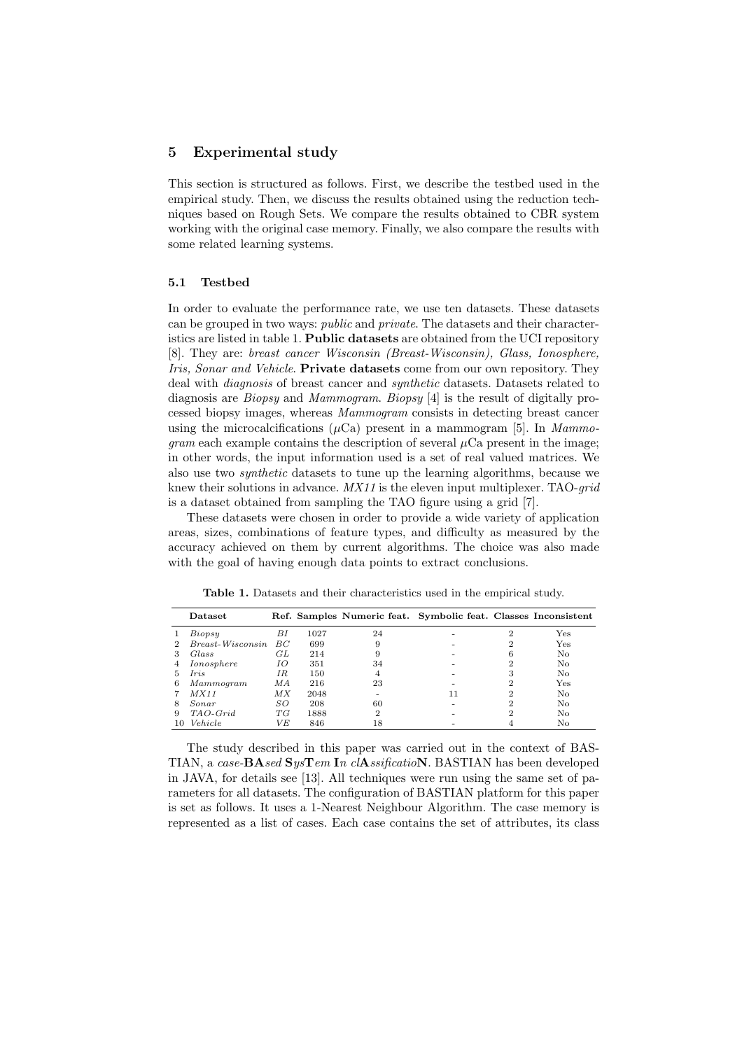## 5 Experimental study

This section is structured as follows. First, we describe the testbed used in the empirical study. Then, we discuss the results obtained using the reduction techniques based on Rough Sets. We compare the results obtained to CBR system working with the original case memory. Finally, we also compare the results with some related learning systems.

### 5.1 Testbed

In order to evaluate the performance rate, we use ten datasets. These datasets can be grouped in two ways: *public* and *private*. The datasets and their characteristics are listed in table 1. **Public datasets** are obtained from the UCI repository [8]. They are: *breast cancer Wisconsin (Breast-Wisconsin), Glass, Ionosphere, Iris, Sonar and Vehicle*. **Private datasets** come from our own repository. They deal with *diagnosis* of breast cancer and *synthetic* datasets. Datasets related to diagnosis are *Biopsy* and *Mammogram*. *Biopsy* [4] is the result of digitally processed biopsy images, whereas *Mammogram* consists in detecting breast cancer using the microcalcifications ($\mu$Ca) present in a mammogram [5]. In *Mammogram* each example contains the description of several $\mu$Ca present in the image; in other words, the input information used is a set of real valued matrices. We also use two *synthetic* datasets to tune up the learning algorithms, because we knew their solutions in advance. *MX11* is the eleven input multiplexer. TAO-*grid* is a dataset obtained from sampling the TAO figure using a grid [7].

These datasets were chosen in order to provide a wide variety of application areas, sizes, combinations of feature types, and difficulty as measured by the accuracy achieved on them by current algorithms. The choice was also made with the goal of having enough data points to extract conclusions.

**Table 1.** Datasets and their characteristics used in the empirical study.

| | Dataset | Ref. | Samples | Numeric feat. | Symbolic feat. | Classes | Inconsistent |
|---|---|---|---|---|---|---|---|
| 1 | *Biopsy* | *BI* | 1027 | 24 | - | 2 | Yes |
| 2 | *Breast-Wisconsin* | *BC* | 699 | 9 | - | 2 | Yes |
| 3 | *Glass* | *GL* | 214 | 9 | - | 6 | No |
| 4 | *Ionosphere* | *IO* | 351 | 34 | - | 2 | No |
| 5 | *Iris* | *IR* | 150 | 4 | - | 3 | No |
| 6 | *Mammogram* | *MA* | 216 | 23 | - | 2 | Yes |
| 7 | *MX11* | *MX* | 2048 | - | 11 | 2 | No |
| 8 | *Sonar* | *SO* | 208 | 60 | - | 2 | No |
| 9 | *TAO-Grid* | *TG* | 1888 | 2 | - | 2 | No |
| 10 | *Vehicle* | *VE* | 846 | 18 | - | 4 | No |

The study described in this paper was carried out in the context of BASTIAN, a *case*-**BA***sed* **S***ys***T***em* **I***n cl***A***ssificatio***N**. BASTIAN has been developed in JAVA, for details see [13]. All techniques were run using the same set of parameters for all datasets. The configuration of BASTIAN platform for this paper is set as follows. It uses a 1-Nearest Neighbour Algorithm. The case memory is represented as a list of cases. Each case contains the set of attributes, its class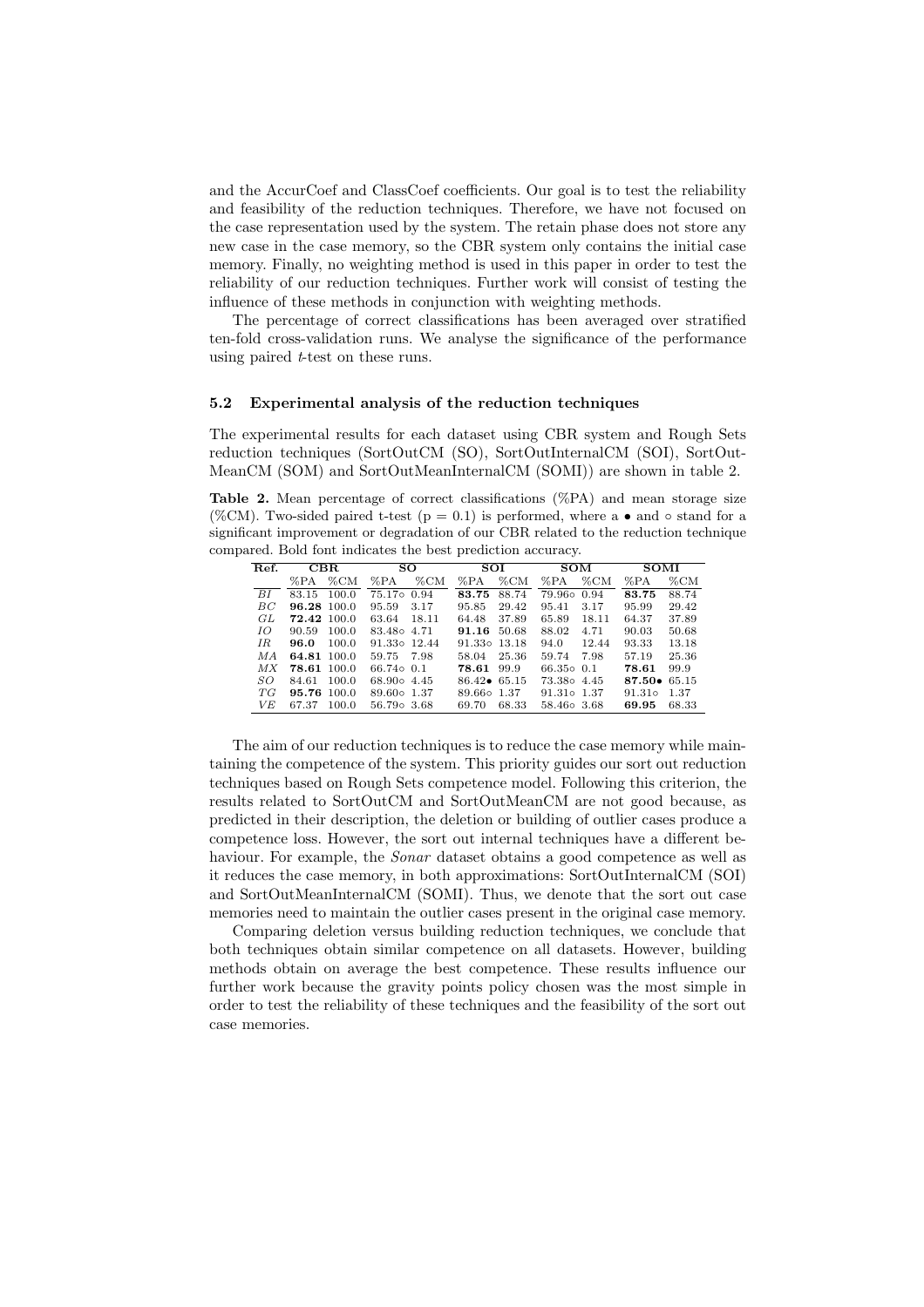and the AccurCoef and ClassCoef coefficients. Our goal is to test the reliability and feasibility of the reduction techniques. Therefore, we have not focused on the case representation used by the system. The retain phase does not store any new case in the case memory, so the CBR system only contains the initial case memory. Finally, no weighting method is used in this paper in order to test the reliability of our reduction techniques. Further work will consist of testing the influence of these methods in conjunction with weighting methods.

The percentage of correct classifications has been averaged over stratified ten-fold cross-validation runs. We analyse the significance of the performance using paired *t*-test on these runs.

### 5.2 Experimental analysis of the reduction techniques

The experimental results for each dataset using CBR system and Rough Sets reduction techniques (SortOutCM (SO), SortOutInternalCM (SOI), SortOut-MeanCM (SOM) and SortOutMeanInternalCM (SOMI)) are shown in table 2.

**Table 2.** Mean percentage of correct classifications (%PA) and mean storage size (%CM). Two-sided paired t-test (p = 0.1) is performed, where a • and ∘ stand for a significant improvement or degradation of our CBR related to the reduction technique compared. Bold font indicates the best prediction accuracy.

| Ref. | CBR | | SO | | SOI | | SOM | | SOMI | |
|---|---|---|---|---|---|---|---|---|---|---|
| | %PA | %CM | %PA | %CM | %PA | %CM | %PA | %CM | %PA | %CM |
| *BI* | 83.15 | 100.0 | 75.17∘ | 0.94 | **83.75** | 88.74 | 79.96∘ | 0.94 | **83.75** | 88.74 |
| *BC* | **96.28** | 100.0 | 95.59 | 3.17 | 95.85 | 29.42 | 95.41 | 3.17 | 95.99 | 29.42 |
| *GL* | **72.42** | 100.0 | 63.64 | 18.11 | 64.48 | 37.89 | 65.89 | 18.11 | 64.37 | 37.89 |
| *IO* | 90.59 | 100.0 | 83.48∘ | 4.71 | **91.16** | 50.68 | 88.02 | 4.71 | 90.03 | 50.68 |
| *IR* | **96.0** | 100.0 | 91.33∘ | 12.44 | 91.33∘ | 13.18 | 94.0 | 12.44 | 93.33 | 13.18 |
| *MA* | **64.81** | 100.0 | 59.75 | 7.98 | 58.04 | 25.36 | 59.74 | 7.98 | 57.19 | 25.36 |
| *MX* | **78.61** | 100.0 | 66.74∘ | 0.1 | **78.61** | 99.9 | 66.35∘ | 0.1 | **78.61** | 99.9 |
| *SO* | 84.61 | 100.0 | 68.90∘ | 4.45 | 86.42• | 65.15 | 73.38∘ | 4.45 | **87.50•** | 65.15 |
| *TG* | **95.76** | 100.0 | 89.60∘ | 1.37 | 89.66∘ | 1.37 | 91.31∘ | 1.37 | 91.31∘ | 1.37 |
| *VE* | 67.37 | 100.0 | 56.79∘ | 3.68 | 69.70 | 68.33 | 58.46∘ | 3.68 | **69.95** | 68.33 |

The aim of our reduction techniques is to reduce the case memory while maintaining the competence of the system. This priority guides our sort out reduction techniques based on Rough Sets competence model. Following this criterion, the results related to SortOutCM and SortOutMeanCM are not good because, as predicted in their description, the deletion or building of outlier cases produce a competence loss. However, the sort out internal techniques have a different behaviour. For example, the *Sonar* dataset obtains a good competence as well as it reduces the case memory, in both approximations: SortOutInternalCM (SOI) and SortOutMeanInternalCM (SOMI). Thus, we denote that the sort out case memories need to maintain the outlier cases present in the original case memory.

Comparing deletion versus building reduction techniques, we conclude that both techniques obtain similar competence on all datasets. However, building methods obtain on average the best competence. These results influence our further work because the gravity points policy chosen was the most simple in order to test the reliability of these techniques and the feasibility of the sort out case memories.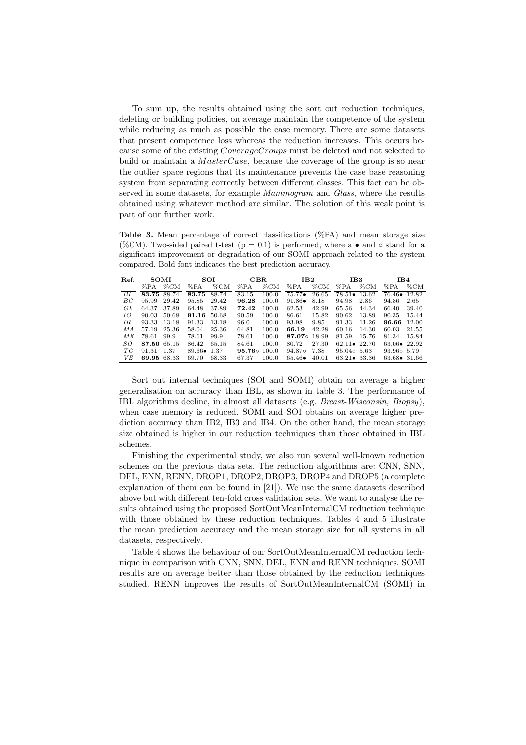To sum up, the results obtained using the sort out reduction techniques, deleting or building policies, on average maintain the competence of the system while reducing as much as possible the case memory. There are some datasets that present competence loss whereas the reduction increases. This occurs because some of the existing *CoverageGroups* must be deleted and not selected to build or maintain a *MasterCase*, because the coverage of the group is so near the outlier space regions that its maintenance prevents the case base reasoning system from separating correctly between different classes. This fact can be observed in some datasets, for example *Mammogram* and *Glass*, where the results obtained using whatever method are similar. The solution of this weak point is part of our further work.

**Table 3.** Mean percentage of correct classifications (%PA) and mean storage size (%CM). Two-sided paired t-test (p = 0.1) is performed, where a • and ◦ stand for a significant improvement or degradation of our SOMI approach related to the system compared. Bold font indicates the best prediction accuracy.

| Ref. | SOMI | | SOI | | CBR | | IB2 | | IB3 | | IB4 | |
|---|---|---|---|---|---|---|---|---|---|---|---|---|
| | %PA | %CM | %PA | %CM | %PA | %CM | %PA | %CM | %PA | %CM | %PA | %CM |
| *BI* | **83.75** | 88.74 | **83.75** | 88.74 | 83.15 | 100.0 | 75.77• | 26.65 | 78.51• | 13.62 | 76.46• | 12.82 |
| *BC* | 95.99 | 29.42 | 95.85 | 29.42 | **96.28** | 100.0 | 91.86• | 8.18 | 94.98 | 2.86 | 94.86 | 2.65 |
| *GL* | 64.37 | 37.89 | 64.48 | 37.89 | **72.42** | 100.0 | 62.53 | 42.99 | 65.56 | 44.34 | 66.40 | 39.40 |
| *IO* | 90.03 | 50.68 | **91.16** | 50.68 | 90.59 | 100.0 | 86.61 | 15.82 | 90.62 | 13.89 | 90.35 | 15.44 |
| *IR* | 93.33 | 13.18 | 91.33 | 13.18 | 96.0 | 100.0 | 93.98 | 9.85 | 91.33 | 11.26 | **96.66** | 12.00 |
| *MA* | 57.19 | 25.36 | 58.04 | 25.36 | 64.81 | 100.0 | **66.19** | 42.28 | 60.16 | 14.30 | 60.03 | 21.55 |
| *MX* | 78.61 | 99.9 | 78.61 | 99.9 | 78.61 | 100.0 | **87.07**◦ | 18.99 | 81.59 | 15.76 | 81.34 | 15.84 |
| *SO* | **87.50** | 65.15 | 86.42 | 65.15 | 84.61 | 100.0 | 80.72 | 27.30 | 62.11• | 22.70 | 63.06• | 22.92 |
| *TG* | 91.31 | 1.37 | 89.66• | 1.37 | **95.76**◦ | 100.0 | 94.87◦ | 7.38 | 95.04◦ | 5.63 | 93.96◦ | 5.79 |
| *VE* | **69.95** | 68.33 | 69.70 | 68.33 | 67.37 | 100.0 | 65.46• | 40.01 | 63.21• | 33.36 | 63.68• | 31.66 |

Sort out internal techniques (SOI and SOMI) obtain on average a higher generalisation on accuracy than IBL, as shown in table 3. The performance of IBL algorithms decline, in almost all datasets (e.g. *Breast-Wisconsin*, *Biopsy*), when case memory is reduced. SOMI and SOI obtains on average higher prediction accuracy than IB2, IB3 and IB4. On the other hand, the mean storage size obtained is higher in our reduction techniques than those obtained in IBL schemes.

Finishing the experimental study, we also run several well-known reduction schemes on the previous data sets. The reduction algorithms are: CNN, SNN, DEL, ENN, RENN, DROP1, DROP2, DROP3, DROP4 and DROP5 (a complete explanation of them can be found in [21]). We use the same datasets described above but with different ten-fold cross validation sets. We want to analyse the results obtained using the proposed SortOutMeanInternalCM reduction technique with those obtained by these reduction techniques. Tables 4 and 5 illustrate the mean prediction accuracy and the mean storage size for all systems in all datasets, respectively.

Table 4 shows the behaviour of our SortOutMeanInternalCM reduction technique in comparison with CNN, SNN, DEL, ENN and RENN techniques. SOMI results are on average better than those obtained by the reduction techniques studied. RENN improves the results of SortOutMeanInternalCM (SOMI) in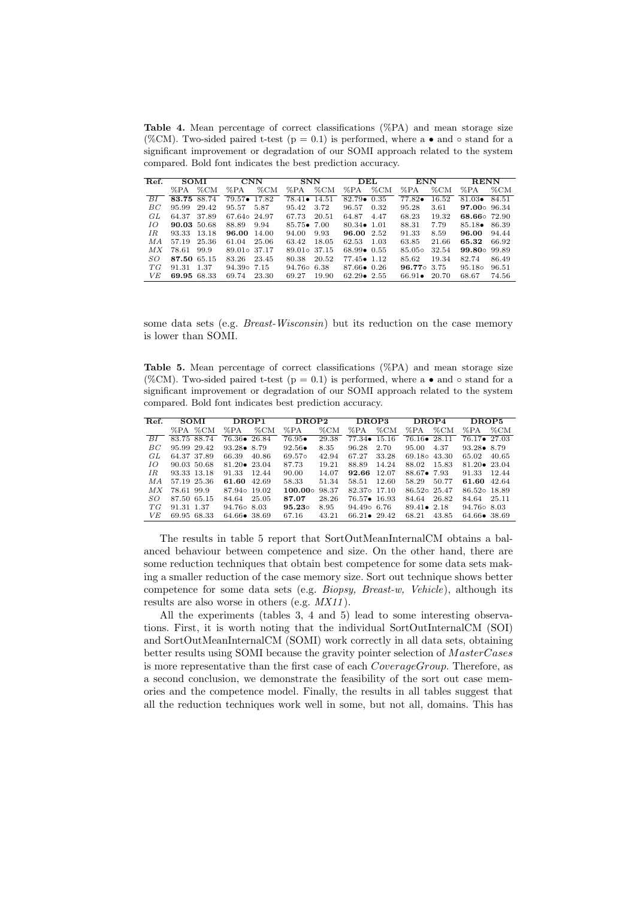**Table 4.** Mean percentage of correct classifications (%PA) and mean storage size (%CM). Two-sided paired t-test (p = 0.1) is performed, where a • and ◦ stand for a significant improvement or degradation of our SOMI approach related to the system compared. Bold font indicates the best prediction accuracy.

| Ref. | SOMI | | CNN | | SNN | | DEL | | ENN | | RENN | |
|---|---|---|---|---|---|---|---|---|---|---|---|---|
| | %PA | %CM | %PA | %CM | %PA | %CM | %PA | %CM | %PA | %CM | %PA | %CM |
| *BI* | **83.75** | 88.74 | 79.57• | 17.82 | 78.41• | 14.51 | 82.79• | 0.35 | 77.82• | 16.52 | 81.03• | 84.51 |
| *BC* | 95.99 | 29.42 | 95.57 | 5.87 | 95.42 | 3.72 | 96.57 | 0.32 | 95.28 | 3.61 | **97.00**◦ | 96.34 |
| *GL* | 64.37 | 37.89 | 67.64◦ | 24.97 | 67.73 | 20.51 | 64.87 | 4.47 | 68.23 | 19.32 | **68.66**◦ | 72.90 |
| *IO* | **90.03** | 50.68 | 88.89 | 9.94 | 85.75• | 7.00 | 80.34• | 1.01 | 88.31 | 7.79 | 85.18• | 86.39 |
| *IR* | 93.33 | 13.18 | **96.00** | 14.00 | 94.00 | 9.93 | **96.00** | 2.52 | 91.33 | 8.59 | **96.00** | 94.44 |
| *MA* | 57.19 | 25.36 | 61.04 | 25.06 | 63.42 | 18.05 | 62.53 | 1.03 | 63.85 | 21.66 | **65.32** | 66.92 |
| *MX* | 78.61 | 99.9 | 89.01◦ | 37.17 | 89.01◦ | 37.15 | 68.99• | 0.55 | 85.05◦ | 32.54 | **99.80**◦ | 99.89 |
| *SO* | **87.50** | 65.15 | 83.26 | 23.45 | 80.38 | 20.52 | 77.45• | 1.12 | 85.62 | 19.34 | 82.74 | 86.49 |
| *TG* | 91.31 | 1.37 | 94.39◦ | 7.15 | 94.76◦ | 6.38 | 87.66• | 0.26 | **96.77**◦ | 3.75 | 95.18◦ | 96.51 |
| *VE* | **69.95** | 68.33 | 69.74 | 23.30 | 69.27 | 19.90 | 62.29• | 2.55 | 66.91• | 20.70 | 68.67 | 74.56 |

some data sets (e.g. *Breast-Wisconsin*) but its reduction on the case memory is lower than SOMI.

**Table 5.** Mean percentage of correct classifications (%PA) and mean storage size (%CM). Two-sided paired t-test (p = 0.1) is performed, where a • and ◦ stand for a significant improvement or degradation of our SOMI approach related to the system compared. Bold font indicates best prediction accuracy.

| Ref. | SOMI | | DROP1 | | DROP2 | | DROP3 | | DROP4 | | DROP5 | |
|---|---|---|---|---|---|---|---|---|---|---|---|---|
| | %PA | %CM | %PA | %CM | %PA | %CM | %PA | %CM | %PA | %CM | %PA | %CM |
| *BI* | 83.75 | 88.74 | 76.36• | 26.84 | 76.95• | 29.38 | 77.34• | 15.16 | 76.16• | 28.11 | 76.17• | 27.03 |
| *BC* | 95.99 | 29.42 | 93.28• | 8.79 | 92.56• | 8.35 | 96.28 | 2.70 | 95.00 | 4.37 | 93.28• | 8.79 |
| *GL* | 64.37 | 37.89 | 66.39 | 40.86 | 69.57◦ | 42.94 | 67.27 | 33.28 | 69.18◦ | 43.30 | 65.02 | 40.65 |
| *IO* | 90.03 | 50.68 | 81.20• | 23.04 | 87.73 | 19.21 | 88.89 | 14.24 | 88.02 | 15.83 | 81.20• | 23.04 |
| *IR* | 93.33 | 13.18 | 91.33 | 12.44 | 90.00 | 14.07 | **92.66** | 12.07 | 88.67• | 7.93 | 91.33 | 12.44 |
| *MA* | 57.19 | 25.36 | **61.60** | 42.69 | 58.33 | 51.34 | 58.51 | 12.60 | 58.29 | 50.77 | **61.60** | 42.64 |
| *MX* | 78.61 | 99.9 | 87.94◦ | 19.02 | **100.00**◦ | 98.37 | 82.37◦ | 17.10 | 86.52◦ | 25.47 | 86.52◦ | 18.89 |
| *SO* | 87.50 | 65.15 | 84.64 | 25.05 | **87.07** | 28.26 | 76.57• | 16.93 | 84.64 | 26.82 | 84.64 | 25.11 |
| *TG* | 91.31 | 1.37 | 94.76◦ | 8.03 | **95.23**◦ | 8.95 | 94.49◦ | 6.76 | 89.41• | 2.18 | 94.76◦ | 8.03 |
| *VE* | 69.95 | 68.33 | 64.66• | 38.69 | 67.16 | 43.21 | 66.21• | 29.42 | 68.21 | 43.85 | 64.66• | 38.69 |

The results in table 5 report that SortOutMeanInternalCM obtains a balanced behaviour between competence and size. On the other hand, there are some reduction techniques that obtain best competence for some data sets making a smaller reduction of the case memory size. Sort out technique shows better competence for some data sets (e.g. *Biopsy, Breast-w, Vehicle*), although its results are also worse in others (e.g. *MX11*).

All the experiments (tables 3, 4 and 5) lead to some interesting observations. First, it is worth noting that the individual SortOutInternalCM (SOI) and SortOutMeanInternalCM (SOMI) work correctly in all data sets, obtaining better results using SOMI because the gravity pointer selection of $MasterCases$ is more representative than the first case of each $CoverageGroup$. Therefore, as a second conclusion, we demonstrate the feasibility of the sort out case memories and the competence model. Finally, the results in all tables suggest that all the reduction techniques work well in some, but not all, domains. This has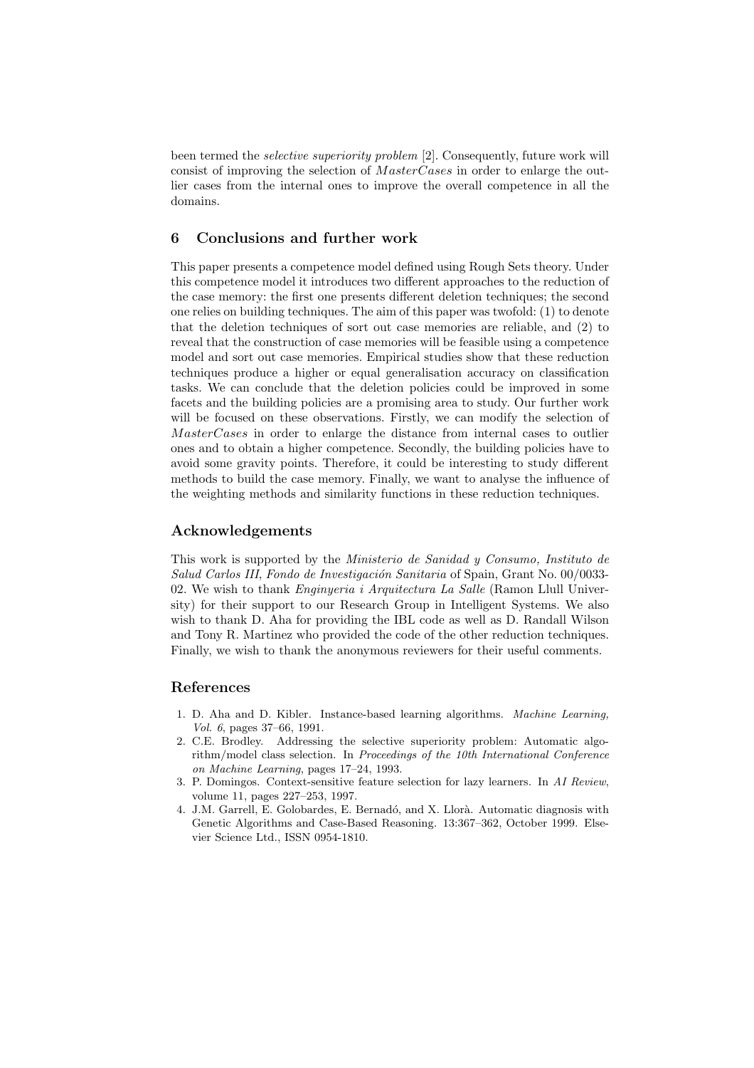been termed the *selective superiority problem* [2]. Consequently, future work will consist of improving the selection of $MasterCases$ in order to enlarge the outlier cases from the internal ones to improve the overall competence in all the domains.

## 6 Conclusions and further work

This paper presents a competence model defined using Rough Sets theory. Under this competence model it introduces two different approaches to the reduction of the case memory: the first one presents different deletion techniques; the second one relies on building techniques. The aim of this paper was twofold: (1) to denote that the deletion techniques of sort out case memories are reliable, and (2) to reveal that the construction of case memories will be feasible using a competence model and sort out case memories. Empirical studies show that these reduction techniques produce a higher or equal generalisation accuracy on classification tasks. We can conclude that the deletion policies could be improved in some facets and the building policies are a promising area to study. Our further work will be focused on these observations. Firstly, we can modify the selection of $MasterCases$ in order to enlarge the distance from internal cases to outlier ones and to obtain a higher competence. Secondly, the building policies have to avoid some gravity points. Therefore, it could be interesting to study different methods to build the case memory. Finally, we want to analyse the influence of the weighting methods and similarity functions in these reduction techniques.

## Acknowledgements

This work is supported by the *Ministerio de Sanidad y Consumo, Instituto de Salud Carlos III, Fondo de Investigación Sanitaria* of Spain, Grant No. 00/0033-02. We wish to thank *Enginyeria i Arquitectura La Salle* (Ramon Llull University) for their support to our Research Group in Intelligent Systems. We also wish to thank D. Aha for providing the IBL code as well as D. Randall Wilson and Tony R. Martinez who provided the code of the other reduction techniques. Finally, we wish to thank the anonymous reviewers for their useful comments.

## References

1. D. Aha and D. Kibler. Instance-based learning algorithms. *Machine Learning, Vol. 6*, pages 37–66, 1991.
2. C.E. Brodley. Addressing the selective superiority problem: Automatic algorithm/model class selection. In *Proceedings of the 10th International Conference on Machine Learning*, pages 17–24, 1993.
3. P. Domingos. Context-sensitive feature selection for lazy learners. In *AI Review*, volume 11, pages 227–253, 1997.
4. J.M. Garrell, E. Golobardes, E. Bernadó, and X. Llorà. Automatic diagnosis with Genetic Algorithms and Case-Based Reasoning. 13:367–362, October 1999. Elsevier Science Ltd., ISSN 0954-1810.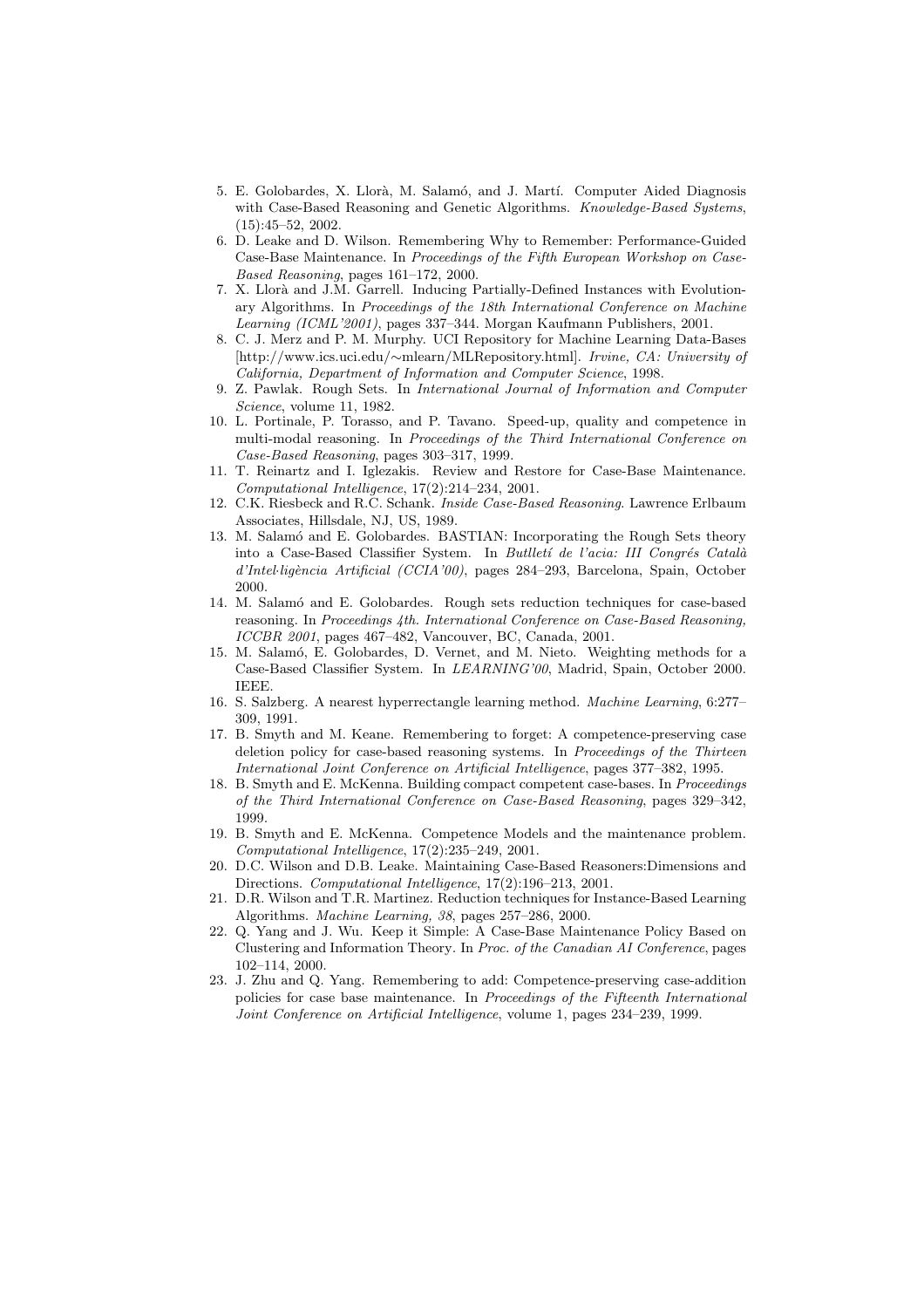5. E. Golobardes, X. Llorà, M. Salamó, and J. Martí. Computer Aided Diagnosis with Case-Based Reasoning and Genetic Algorithms. *Knowledge-Based Systems*, (15):45–52, 2002.
6. D. Leake and D. Wilson. Remembering Why to Remember: Performance-Guided Case-Base Maintenance. In *Proceedings of the Fifth European Workshop on Case-Based Reasoning*, pages 161–172, 2000.
7. X. Llorà and J.M. Garrell. Inducing Partially-Defined Instances with Evolutionary Algorithms. In *Proceedings of the 18th International Conference on Machine Learning (ICML'2001)*, pages 337–344. Morgan Kaufmann Publishers, 2001.
8. C. J. Merz and P. M. Murphy. UCI Repository for Machine Learning Data-Bases [http://www.ics.uci.edu/∼mlearn/MLRepository.html]. *Irvine, CA: University of California, Department of Information and Computer Science*, 1998.
9. Z. Pawlak. Rough Sets. In *International Journal of Information and Computer Science*, volume 11, 1982.
10. L. Portinale, P. Torasso, and P. Tavano. Speed-up, quality and competence in multi-modal reasoning. In *Proceedings of the Third International Conference on Case-Based Reasoning*, pages 303–317, 1999.
11. T. Reinartz and I. Iglezakis. Review and Restore for Case-Base Maintenance. *Computational Intelligence*, 17(2):214–234, 2001.
12. C.K. Riesbeck and R.C. Schank. *Inside Case-Based Reasoning*. Lawrence Erlbaum Associates, Hillsdale, NJ, US, 1989.
13. M. Salamó and E. Golobardes. BASTIAN: Incorporating the Rough Sets theory into a Case-Based Classifier System. In *Butlletí de l'acia: III Congrés Català d'Intel·ligència Artificial (CCIA'00)*, pages 284–293, Barcelona, Spain, October 2000.
14. M. Salamó and E. Golobardes. Rough sets reduction techniques for case-based reasoning. In *Proceedings 4th. International Conference on Case-Based Reasoning, ICCBR 2001*, pages 467–482, Vancouver, BC, Canada, 2001.
15. M. Salamó, E. Golobardes, D. Vernet, and M. Nieto. Weighting methods for a Case-Based Classifier System. In *LEARNING'00*, Madrid, Spain, October 2000. IEEE.
16. S. Salzberg. A nearest hyperrectangle learning method. *Machine Learning*, 6:277–309, 1991.
17. B. Smyth and M. Keane. Remembering to forget: A competence-preserving case deletion policy for case-based reasoning systems. In *Proceedings of the Thirteen International Joint Conference on Artificial Intelligence*, pages 377–382, 1995.
18. B. Smyth and E. McKenna. Building compact competent case-bases. In *Proceedings of the Third International Conference on Case-Based Reasoning*, pages 329–342, 1999.
19. B. Smyth and E. McKenna. Competence Models and the maintenance problem. *Computational Intelligence*, 17(2):235–249, 2001.
20. D.C. Wilson and D.B. Leake. Maintaining Case-Based Reasoners:Dimensions and Directions. *Computational Intelligence*, 17(2):196–213, 2001.
21. D.R. Wilson and T.R. Martinez. Reduction techniques for Instance-Based Learning Algorithms. *Machine Learning, 38*, pages 257–286, 2000.
22. Q. Yang and J. Wu. Keep it Simple: A Case-Base Maintenance Policy Based on Clustering and Information Theory. In *Proc. of the Canadian AI Conference*, pages 102–114, 2000.
23. J. Zhu and Q. Yang. Remembering to add: Competence-preserving case-addition policies for case base maintenance. In *Proceedings of the Fifteenth International Joint Conference on Artificial Intelligence*, volume 1, pages 234–239, 1999.